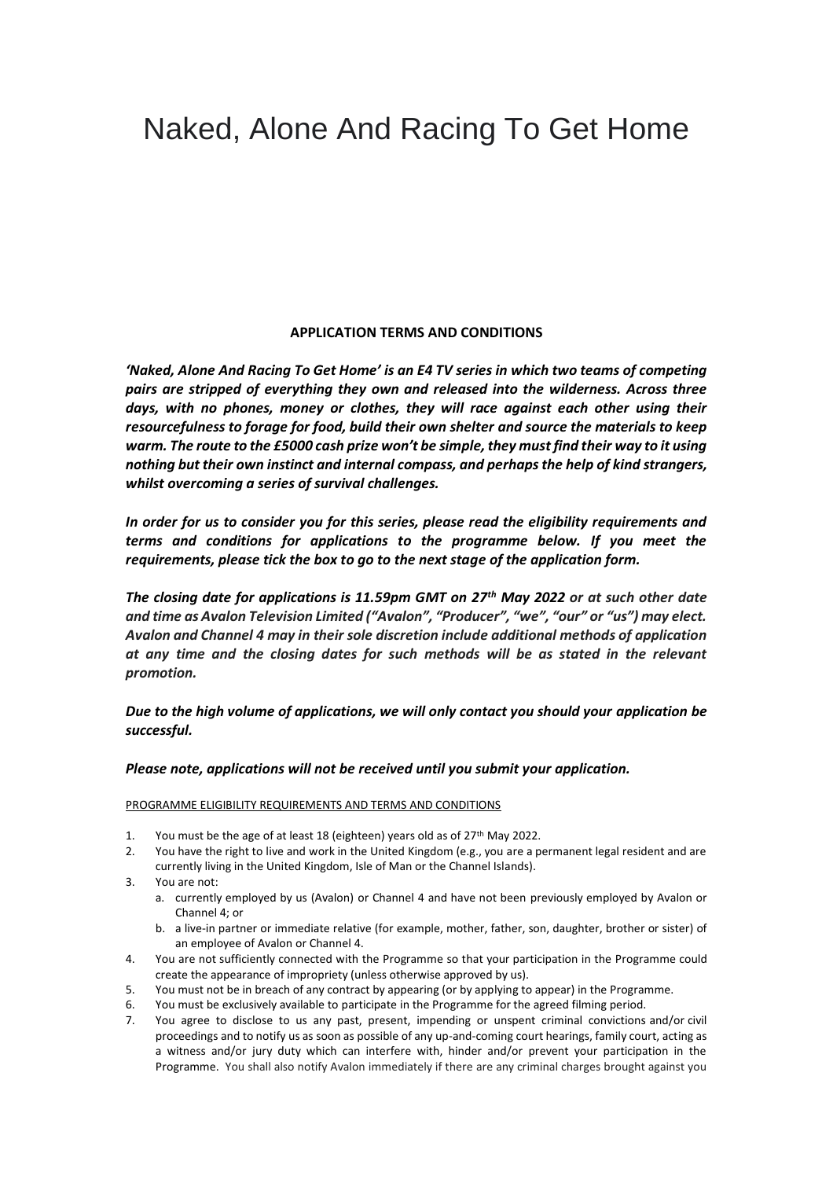# Naked, Alone And Racing To Get Home

**APPLICATION TERMS AND CONDITIONS**

***'Naked, Alone And Racing To Get Home' is an E4 TV series in which two teams of competing pairs are stripped of everything they own and released into the wilderness. Across three days, with no phones, money or clothes, they will race against each other using their resourcefulness to forage for food, build their own shelter and source the materials to keep warm. The route to the £5000 cash prize won't be simple, they must find their way to it using nothing but their own instinct and internal compass, and perhaps the help of kind strangers, whilst overcoming a series of survival challenges.***

***In order for us to consider you for this series, please read the eligibility requirements and terms and conditions for applications to the programme below. If you meet the requirements, please tick the box to go to the next stage of the application form.***

***The closing date for applications is 11.59pm GMT on 27th May 2022*** ***or at such other date and time as Avalon Television Limited ("Avalon", "Producer", "we", "our" or "us") may elect. Avalon and Channel 4 may in their sole discretion include additional methods of application at any time and the closing dates for such methods will be as stated in the relevant promotion.***

***Due to the high volume of applications, we will only contact you should your application be successful.***

***Please note, applications will not be received until you submit your application.***

PROGRAMME ELIGIBILITY REQUIREMENTS AND TERMS AND CONDITIONS

1. You must be the age of at least 18 (eighteen) years old as of 27th May 2022.
2. You have the right to live and work in the United Kingdom (e.g., you are a permanent legal resident and are currently living in the United Kingdom, Isle of Man or the Channel Islands).
3. You are not:
   a. currently employed by us (Avalon) or Channel 4 and have not been previously employed by Avalon or Channel 4; or
   b. a live-in partner or immediate relative (for example, mother, father, son, daughter, brother or sister) of an employee of Avalon or Channel 4.
4. You are not sufficiently connected with the Programme so that your participation in the Programme could create the appearance of impropriety (unless otherwise approved by us).
5. You must not be in breach of any contract by appearing (or by applying to appear) in the Programme.
6. You must be exclusively available to participate in the Programme for the agreed filming period.
7. You agree to disclose to us any past, present, impending or unspent criminal convictions and/or civil proceedings and to notify us as soon as possible of any up-and-coming court hearings, family court, acting as a witness and/or jury duty which can interfere with, hinder and/or prevent your participation in the Programme. You shall also notify Avalon immediately if there are any criminal charges brought against you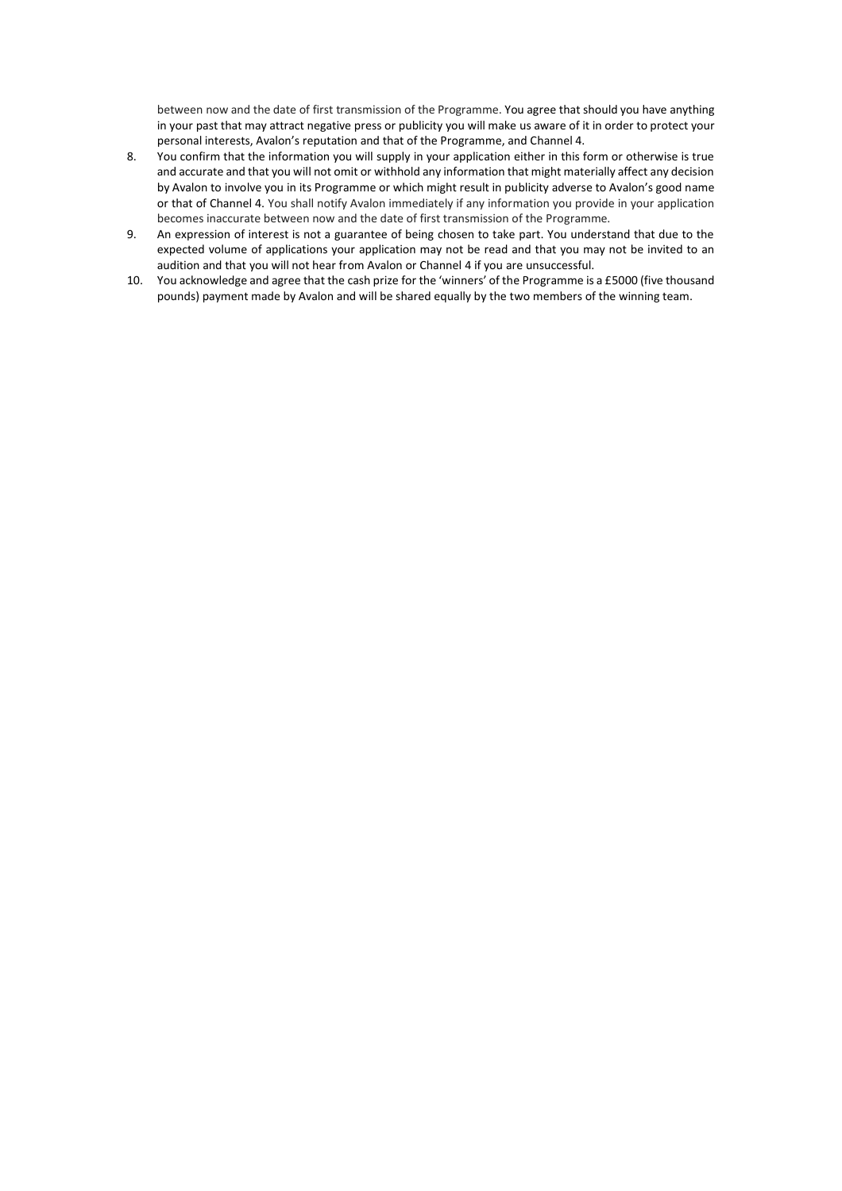between now and the date of first transmission of the Programme. You agree that should you have anything in your past that may attract negative press or publicity you will make us aware of it in order to protect your personal interests, Avalon's reputation and that of the Programme, and Channel 4.

8. You confirm that the information you will supply in your application either in this form or otherwise is true and accurate and that you will not omit or withhold any information that might materially affect any decision by Avalon to involve you in its Programme or which might result in publicity adverse to Avalon's good name or that of Channel 4. You shall notify Avalon immediately if any information you provide in your application becomes inaccurate between now and the date of first transmission of the Programme.
9. An expression of interest is not a guarantee of being chosen to take part. You understand that due to the expected volume of applications your application may not be read and that you may not be invited to an audition and that you will not hear from Avalon or Channel 4 if you are unsuccessful.
10. You acknowledge and agree that the cash prize for the 'winners' of the Programme is a £5000 (five thousand pounds) payment made by Avalon and will be shared equally by the two members of the winning team.